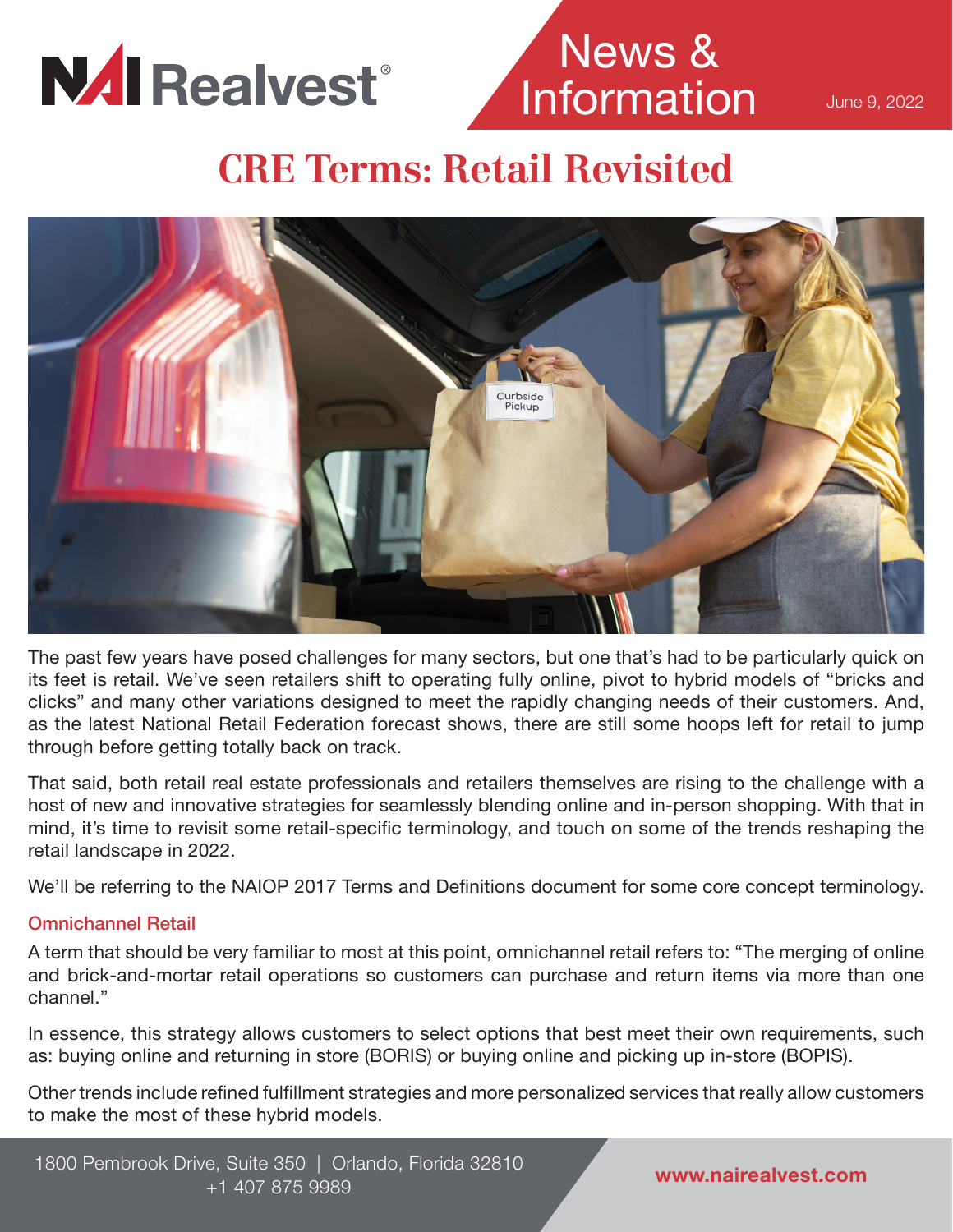NAI Realvest®

News & Information

June 9, 2022

# CRE Terms: Retail Revisited

The past few years have posed challenges for many sectors, but one that's had to be particularly quick on its feet is retail. We've seen retailers shift to operating fully online, pivot to hybrid models of "bricks and clicks" and many other variations designed to meet the rapidly changing needs of their customers. And, as the latest National Retail Federation forecast shows, there are still some hoops left for retail to jump through before getting totally back on track.

That said, both retail real estate professionals and retailers themselves are rising to the challenge with a host of new and innovative strategies for seamlessly blending online and in-person shopping. With that in mind, it's time to revisit some retail-specific terminology, and touch on some of the trends reshaping the retail landscape in 2022.

We'll be referring to the NAIOP 2017 Terms and Definitions document for some core concept terminology.

## Omnichannel Retail

A term that should be very familiar to most at this point, omnichannel retail refers to: "The merging of online and brick-and-mortar retail operations so customers can purchase and return items via more than one channel."

In essence, this strategy allows customers to select options that best meet their own requirements, such as: buying online and returning in store (BORIS) or buying online and picking up in-store (BOPIS).

Other trends include refined fulfillment strategies and more personalized services that really allow customers to make the most of these hybrid models.

1800 Pembrook Drive, Suite 350 | Orlando, Florida 32810
+1 407 875 9989

www.nairealvest.com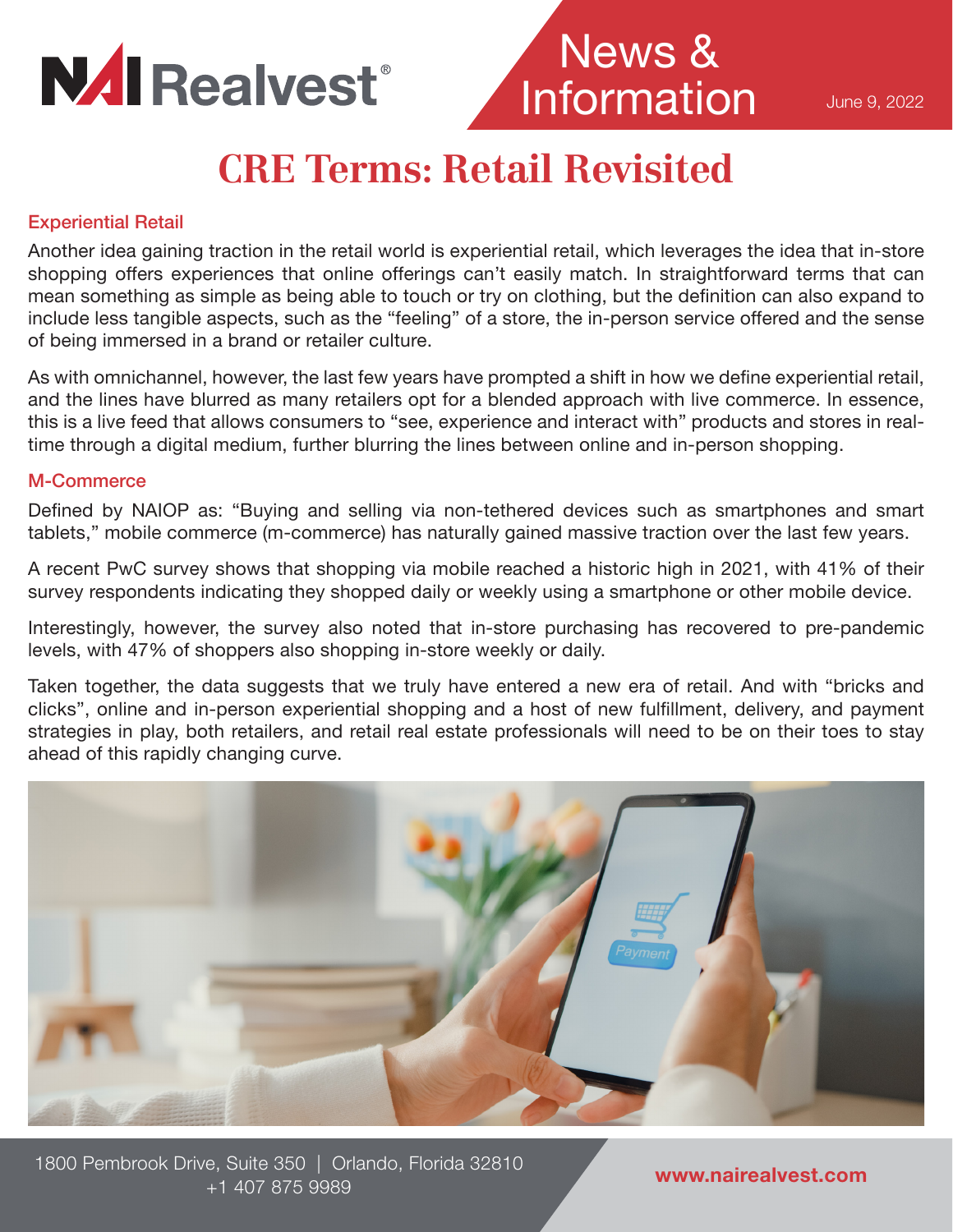# CRE Terms: Retail Revisited

### Experiential Retail

Another idea gaining traction in the retail world is experiential retail, which leverages the idea that in-store shopping offers experiences that online offerings can't easily match. In straightforward terms that can mean something as simple as being able to touch or try on clothing, but the definition can also expand to include less tangible aspects, such as the "feeling" of a store, the in-person service offered and the sense of being immersed in a brand or retailer culture.

As with omnichannel, however, the last few years have prompted a shift in how we define experiential retail, and the lines have blurred as many retailers opt for a blended approach with live commerce. In essence, this is a live feed that allows consumers to "see, experience and interact with" products and stores in real-time through a digital medium, further blurring the lines between online and in-person shopping.

### M-Commerce

Defined by NAIOP as: "Buying and selling via non-tethered devices such as smartphones and smart tablets," mobile commerce (m-commerce) has naturally gained massive traction over the last few years.

A recent PwC survey shows that shopping via mobile reached a historic high in 2021, with 41% of their survey respondents indicating they shopped daily or weekly using a smartphone or other mobile device.

Interestingly, however, the survey also noted that in-store purchasing has recovered to pre-pandemic levels, with 47% of shoppers also shopping in-store weekly or daily.

Taken together, the data suggests that we truly have entered a new era of retail. And with "bricks and clicks", online and in-person experiential shopping and a host of new fulfillment, delivery, and payment strategies in play, both retailers, and retail real estate professionals will need to be on their toes to stay ahead of this rapidly changing curve.